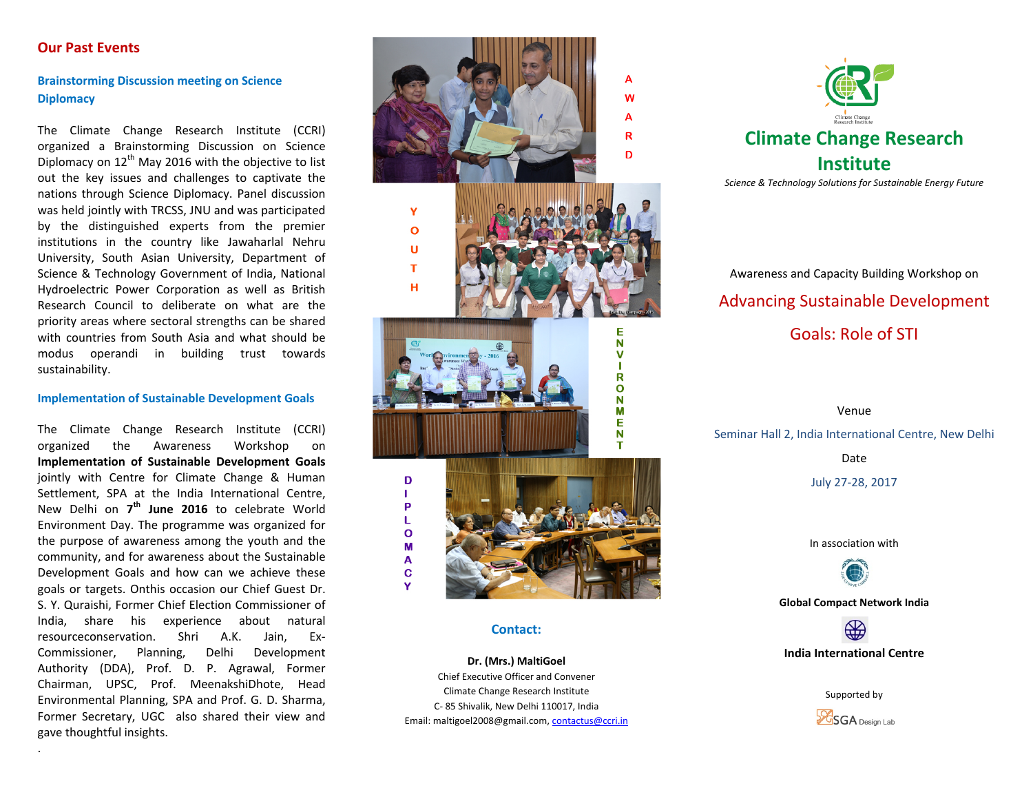## Our Past Events

### Brainstorming Discussion meeting on Science Diplomacy

The Climate Change Research Institute (CCRI) organized a Brainstorming Discussion on Science Diplomacy on 12th May 2016 with the objective to list out the key issues and challenges to captivate the nations through Science Diplomacy. Panel discussion was held jointly with TRCSS, JNU and was participated by the distinguished experts from the premier institutions in the country like Jawaharlal Nehru University, South Asian University, Department of Science & Technology Government of India, National Hydroelectric Power Corporation as well as British Research Council to deliberate on what are the priority areas where sectoral strengths can be shared with countries from South Asia and what should be modus operandi in building trust towards sustainability.

### Implementation of Sustainable Development Goals

The Climate Change Research Institute (CCRI) organized the Awareness Workshop on **Implementation of Sustainable Development Goals** jointly with Centre for Climate Change & Human Settlement, SPA at the India International Centre, New Delhi on **7th June 2016** to celebrate World Environment Day. The programme was organized for the purpose of awareness among the youth and the community, and for awareness about the Sustainable Development Goals and how can we achieve these goals or targets. Onthis occasion our Chief Guest Dr. S. Y. Quraishi, Former Chief Election Commissioner of India, share his experience about natural resourceconservation. Shri A.K. Jain, Ex-Commissioner, Planning, Delhi Development Authority (DDA), Prof. D. P. Agrawal, Former Chairman, UPSC, Prof. MeenakshiDhote, Head Environmental Planning, SPA and Prof. G. D. Sharma, Former Secretary, UGC also shared their view and gave thoughtful insights.

.

AWARD

YOUTH

ENVIRONMENT

DIPLOMACY

**Contact:**

**Dr. (Mrs.) MaltiGoel**
Chief Executive Officer and Convener
Climate Change Research Institute
C- 85 Shivalik, New Delhi 110017, India
Email: maltigoel2008@gmail.com, contactus@ccri.in

# Climate Change Research Institute

*Science & Technology Solutions for Sustainable Energy Future*

Awareness and Capacity Building Workshop on

## Advancing Sustainable Development Goals: Role of STI

Venue

Seminar Hall 2, India International Centre, New Delhi

Date

July 27-28, 2017

In association with

**Global Compact Network India**

**India International Centre**

Supported by

SGA Design Lab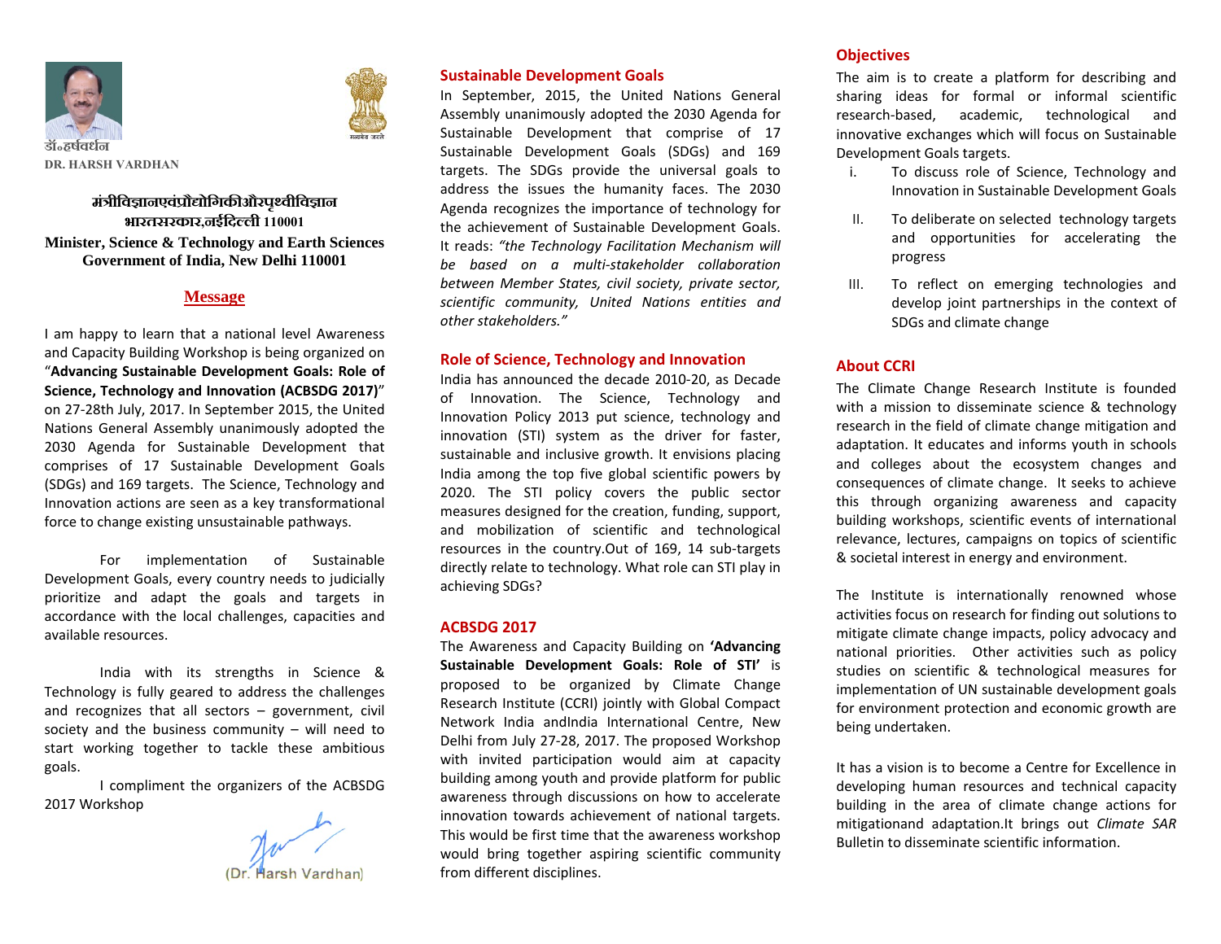डॉ॰हर्षवर्धन

DR. HARSH VARDHAN

मंत्रीविज्ञानएवंप्रौद्योगिकीऔरपृथ्वीविज्ञान
भारतसरकार,नईदिल्ली 110001

**Minister, Science & Technology and Earth Sciences**
**Government of India, New Delhi 110001**

## Message

I am happy to learn that a national level Awareness and Capacity Building Workshop is being organized on "**Advancing Sustainable Development Goals: Role of Science, Technology and Innovation (ACBSDG 2017)**" on 27-28th July, 2017. In September 2015, the United Nations General Assembly unanimously adopted the 2030 Agenda for Sustainable Development that comprises of 17 Sustainable Development Goals (SDGs) and 169 targets. The Science, Technology and Innovation actions are seen as a key transformational force to change existing unsustainable pathways.

For implementation of Sustainable Development Goals, every country needs to judicially prioritize and adapt the goals and targets in accordance with the local challenges, capacities and available resources.

India with its strengths in Science & Technology is fully geared to address the challenges and recognizes that all sectors – government, civil society and the business community – will need to start working together to tackle these ambitious goals.

I compliment the organizers of the ACBSDG 2017 Workshop

(Dr. Harsh Vardhan)

## Sustainable Development Goals

In September, 2015, the United Nations General Assembly unanimously adopted the 2030 Agenda for Sustainable Development that comprise of 17 Sustainable Development Goals (SDGs) and 169 targets. The SDGs provide the universal goals to address the issues the humanity faces. The 2030 Agenda recognizes the importance of technology for the achievement of Sustainable Development Goals. It reads: *"the Technology Facilitation Mechanism will be based on a multi-stakeholder collaboration between Member States, civil society, private sector, scientific community, United Nations entities and other stakeholders."*

## Role of Science, Technology and Innovation

India has announced the decade 2010-20, as Decade of Innovation. The Science, Technology and Innovation Policy 2013 put science, technology and innovation (STI) system as the driver for faster, sustainable and inclusive growth. It envisions placing India among the top five global scientific powers by 2020. The STI policy covers the public sector measures designed for the creation, funding, support, and mobilization of scientific and technological resources in the country.Out of 169, 14 sub-targets directly relate to technology. What role can STI play in achieving SDGs?

## ACBSDG 2017

The Awareness and Capacity Building on **'Advancing Sustainable Development Goals: Role of STI'** is proposed to be organized by Climate Change Research Institute (CCRI) jointly with Global Compact Network India andIndia International Centre, New Delhi from July 27-28, 2017. The proposed Workshop with invited participation would aim at capacity building among youth and provide platform for public awareness through discussions on how to accelerate innovation towards achievement of national targets. This would be first time that the awareness workshop would bring together aspiring scientific community from different disciplines.

## Objectives

The aim is to create a platform for describing and sharing ideas for formal or informal scientific research-based, academic, technological and innovative exchanges which will focus on Sustainable Development Goals targets.

i. To discuss role of Science, Technology and Innovation in Sustainable Development Goals
II. To deliberate on selected technology targets and opportunities for accelerating the progress
III. To reflect on emerging technologies and develop joint partnerships in the context of SDGs and climate change

## About CCRI

The Climate Change Research Institute is founded with a mission to disseminate science & technology research in the field of climate change mitigation and adaptation. It educates and informs youth in schools and colleges about the ecosystem changes and consequences of climate change. It seeks to achieve this through organizing awareness and capacity building workshops, scientific events of international relevance, lectures, campaigns on topics of scientific & societal interest in energy and environment.

The Institute is internationally renowned whose activities focus on research for finding out solutions to mitigate climate change impacts, policy advocacy and national priorities. Other activities such as policy studies on scientific & technological measures for implementation of UN sustainable development goals for environment protection and economic growth are being undertaken.

It has a vision is to become a Centre for Excellence in developing human resources and technical capacity building in the area of climate change actions for mitigationand adaptation.It brings out *Climate SAR* Bulletin to disseminate scientific information.